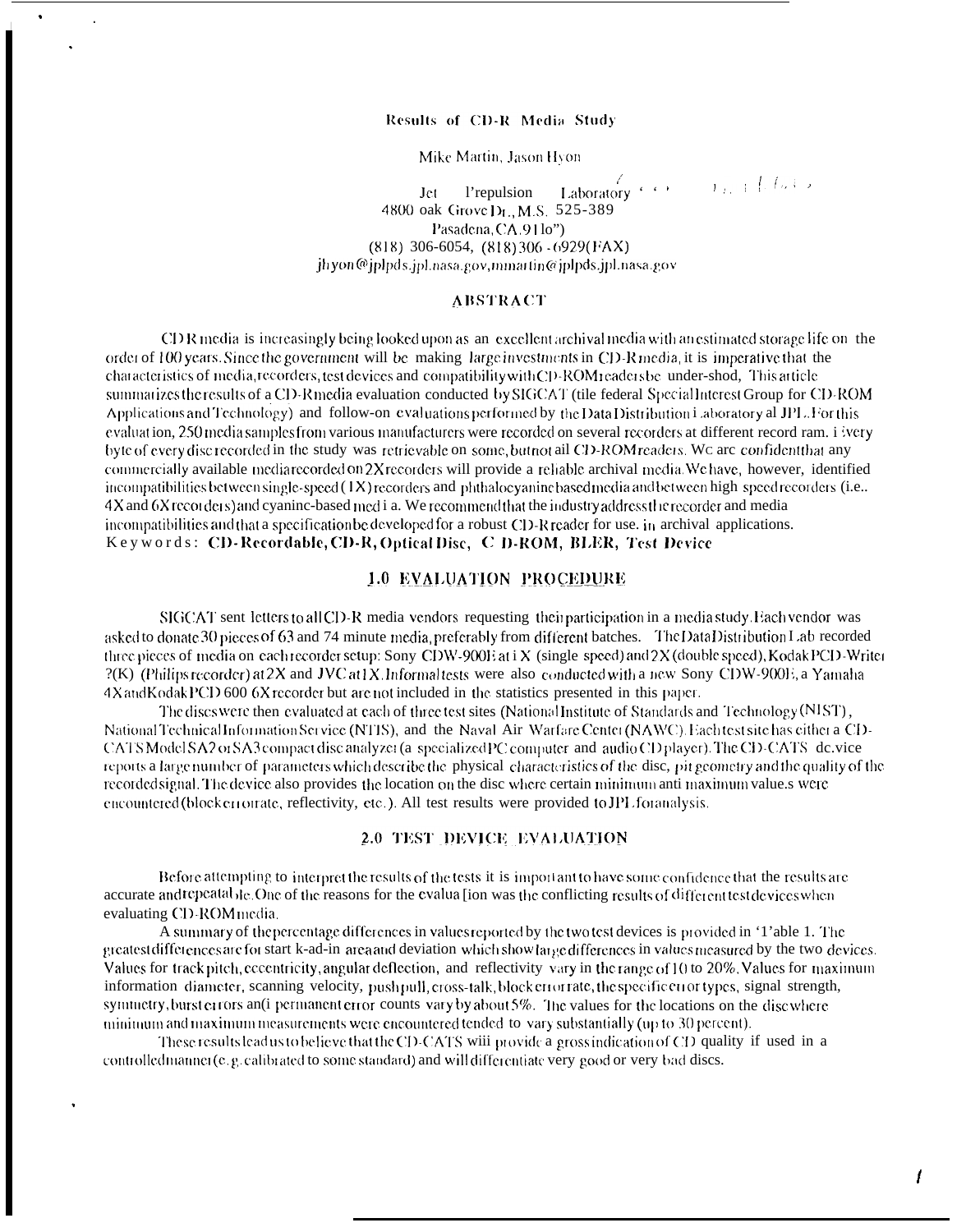# Results of CD-R Media Study

Mike Martin, Jason Hyon

Jet Propulsion Laboratory
4800 Oak Grove Dr., M.S. 525-389
Pasadena, CA 91109
(818) 306-6054, (818) 306-6929 (FAX)
jhyon@jplpds.jpl.nasa.gov, mmartin@jplpds.jpl.nasa.gov

## ABSTRACT

CD R media is increasingly being looked upon as an excellent archival media with an estimated storage life on the order of 100 years. Since the government will be making large investments in CD-R media, it is imperative that the characteristics of media, recorders, test devices and compatibility with CD-ROM readers be understood. This article summarizes the results of a CD-R media evaluation conducted by SIGCAT (the federal Special Interest Group for CD-ROM Applications and Technology) and follow-on evaluations performed by the Data Distribution Laboratory at JPL. For this evaluation, 250 media samples from various manufacturers were recorded on several recorders at different record rates. Every byte of every disc recorded in the study was retrievable on some, but not all CD-ROM readers. We are confident that any commercially available media recorded on 2X recorders will provide a reliable archival media. We have, however, identified incompatibilities between single-speed (1X) recorders and phthalocyanine based media and between high speed recorders (i.e.. 4X and 6X recorders) and cyanine-based media. We recommend that the industry address the recorder and media incompatibilities and that a specification be developed for a robust CD-R reader for use in archival applications.

Keywords: **CD-Recordable, CD-R, Optical Disc, CD-ROM, BLER, Test Device**

## 1.0 EVALUATION PROCEDURE

SIGCAT sent letters to all CD-R media vendors requesting their participation in a media study. Each vendor was asked to donate 30 pieces of 63 and 74 minute media, preferably from different batches. The Data Distribution Lab recorded three pieces of media on each recorder setup: Sony CDW-900E at 1X (single speed) and 2X (double speed), Kodak PCD-Writer ?(K) (Philips recorder) at 2X and JVC at 1X. Informal tests were also conducted with a new Sony CDW-900E, a Yamaha 4X and Kodak PCD 600 6X recorder but are not included in the statistics presented in this paper.

The discs were then evaluated at each of three test sites (National Institute of Standards and Technology (NIST), National Technical Information Service (NTIS), and the Naval Air Warfare Center (NAWC). Each test site has either a CD-CATS Model SA2 or SA3 compact disc analyzer (a specialized PC computer and audio CD player). The CD-CATS device reports a large number of parameters which describe the physical characteristics of the disc, pit geometry and the quality of the recorded signal. The device also provides the location on the disc where certain minimum and maximum values were encountered (block error rate, reflectivity, etc.). All test results were provided to JPL for analysis.

## 2.0 TEST DEVICE EVALUATION

Before attempting to interpret the results of the tests it is important to have some confidence that the results are accurate and repeatable. One of the reasons for the evaluation was the conflicting results of different test devices when evaluating CD-ROM media.

A summary of the percentage differences in values reported by the two test devices is provided in Table 1. The greatest differences are for start lead-in area and deviation which show large differences in values measured by the two devices. Values for track pitch, eccentricity, angular deflection, and reflectivity vary in the range of 10 to 20%. Values for maximum information diameter, scanning velocity, push pull, cross-talk, block error rate, the specific error types, signal strength, symmetry, burst errors and permanent error counts vary by about 5%. The values for the locations on the disc where minimum and maximum measurements were encountered tended to vary substantially (up to 30 percent).

These results lead us to believe that the CD-CATS will provide a gross indication of CD quality if used in a controlled manner (e.g. calibrated to some standard) and will differentiate very good or very bad discs.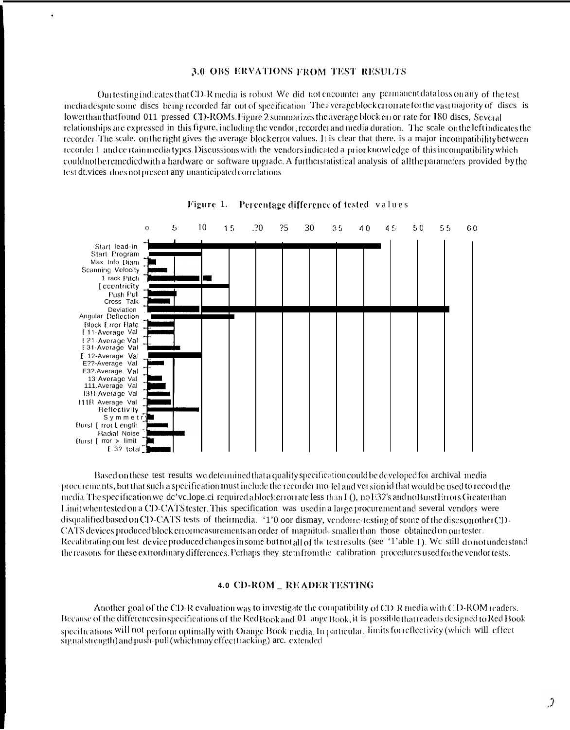## 3.0 OBSERVATIONS FROM TEST RESULTS

Our testing indicates that CD-R media is robust. We did not encounter any permanent data loss on any of the test media despite some discs being recorded far out of specification. The average block error rate for the vast majority of discs is lower than that found on pressed CD-ROMs. Figure 2 summarizes the average block error rate for 180 discs. Several relationships are expressed in this figure, including the vendor, recorder and media duration. The scale on the left indicates the recorder. The scale on the right gives the average block error values. It is clear that there is a major incompatibility between recorder 1 and certain media types. Discussions with the vendors indicated a prior knowledge of this incompatibility which could not be remedied with a hardware or software upgrade. A further statistical analysis of all the parameters provided by the test devices does not present any unanticipated correlations.

**Figure 1. Percentage difference of tested values**

| Parameter | Approx. value (%) |
|---|---|
| Start lead-in | 43 |
| Start Program | 10 |
| Max Info Diam | 1 |
| Scanning Velocity | 3.5 |
| Track Pitch | 12 |
| Eccentricity | 15 |
| Push Pull | 5 |
| Cross Talk | 4 |
| Deviation | 56 |
| Angular Deflection | 16 |
| Block Error Rate | 5 |
| E11-Average Val | 5 |
| E21-Average Val | 0 |
| E31-Average Val | 6 |
| E12-Average Val | 10 |
| E22-Average Val | 3 |
| E32-Average Val | 0 |
| I3 Average Val | 2.5 |
| I11 Average Val | 3.5 |
| I3R Average Val | 4 |
| I11R Average Val | 4.5 |
| Reflectivity | 9.5 |
| Symmetry | 1 |
| Burst Error Length | 4 |
| Radial Noise | 7 |
| Burst Error > limit | 1 |
| E32 total | 4 |

Based on these test results we determined that a quality specification could be developed for archival media procurements, but that such a specification must include the recorder model and version id that would be used to record the media. The specification we developed required a block error rate less than 10, no E32's and no Burst Errors Greater than Limit when tested on a CD-CATS tester. This specification was used in a large procurement and several vendors were disqualified based on CD-CATS tests of their media. To our dismay, vendor re-testing of some of the discs on other CD-CATS devices produced block error measurements an order of magnitude smaller than those obtained on our tester. Recalibrating our test device produced changes in some but not all of the test results (see Table 1). We still do not understand the reasons for these extraordinary differences. Perhaps they stem from the calibration procedures used for the vendor tests.

## 4.0 CD-ROM READER TESTING

Another goal of the CD-R evaluation was to investigate the compatibility of CD-R media with CD-ROM readers. Because of the differences in specifications of the Red Book and Orange Book, it is possible that readers designed to Red Book specifications will not perform optimally with Orange Book media. In particular, limits for reflectivity (which will effect signal strength) and push-pull (which may effect tracking) are extended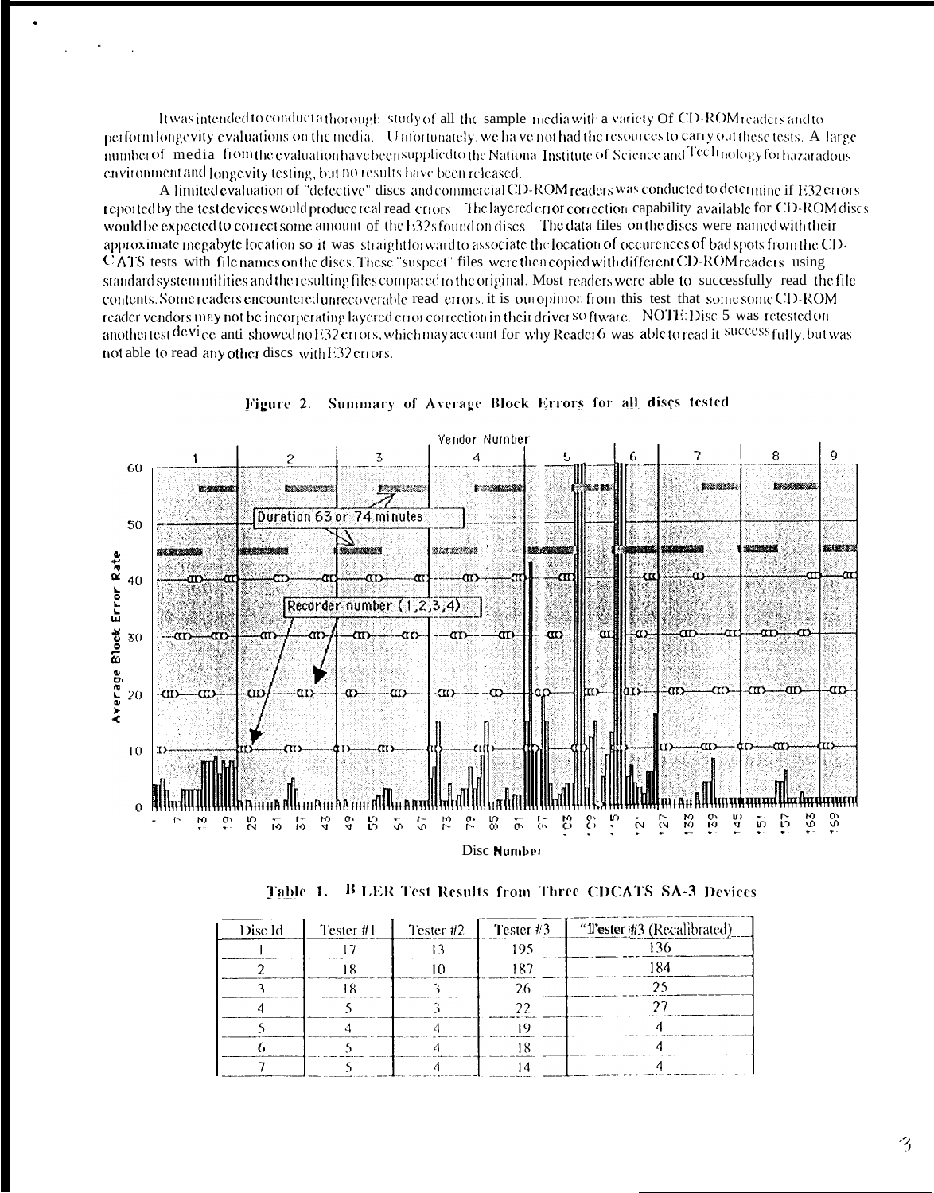It was intended to conduct a thorough study of all the sample media with a variety Of CD-ROM readers and to perform longevity evaluations on the media. Unfortunately, we have not had the resources to carry out these tests. A large number of media from the evaluation have been supplied to the National Institute of Science and Technology for hazaradous environment and longevity testing, but no results have been released.

A limited evaluation of "defective" discs and commercial CD-ROM readers was conducted to determine if E32 errors reported by the test devices would produce real read errors. The layered error correction capability available for CD-ROM discs would be expected to correct some amount of the E32s found on discs. The data files on the discs were named with their approximate megabyte location so it was straightforward to associate the location of occurences of bad spots from the CD-CATS tests with file names on the discs. These "suspect" files were then copied with different CD-ROM readers using standard system utilities and the resulting files compared to the original. Most readers were able to successfully read the file contents. Some readers encountered unrecoverable read errors. it is our opinion from this test that some some CD-ROM reader vendors may not be incorporating layered error correction in their driver software. NOTE: Disc 5 was retested on another test device anti showed no E32 errors, which may account for why Reader 6 was able to read it successfully, but was not able to read any other discs with E32 errors.

**Figure 2. Summary of Average Block Errors for all discs tested**

**Table 1. BLER Test Results from Three CDCATS SA-3 Devices**

| Disc Id | Tester #1 | Tester #2 | Tester #3 | "Tester #3 (Recalibrated) |
|---|---|---|---|---|
| 1 | 17 | 13 | 195 | 136 |
| 2 | 18 | 10 | 187 | 184 |
| 3 | 18 | 3 | 26 | 25 |
| 4 | 5 | 3 | 22 | 27 |
| 5 | 4 | 4 | 19 | 4 |
| 6 | 5 | 4 | 18 | 4 |
| 7 | 5 | 4 | 14 | 4 |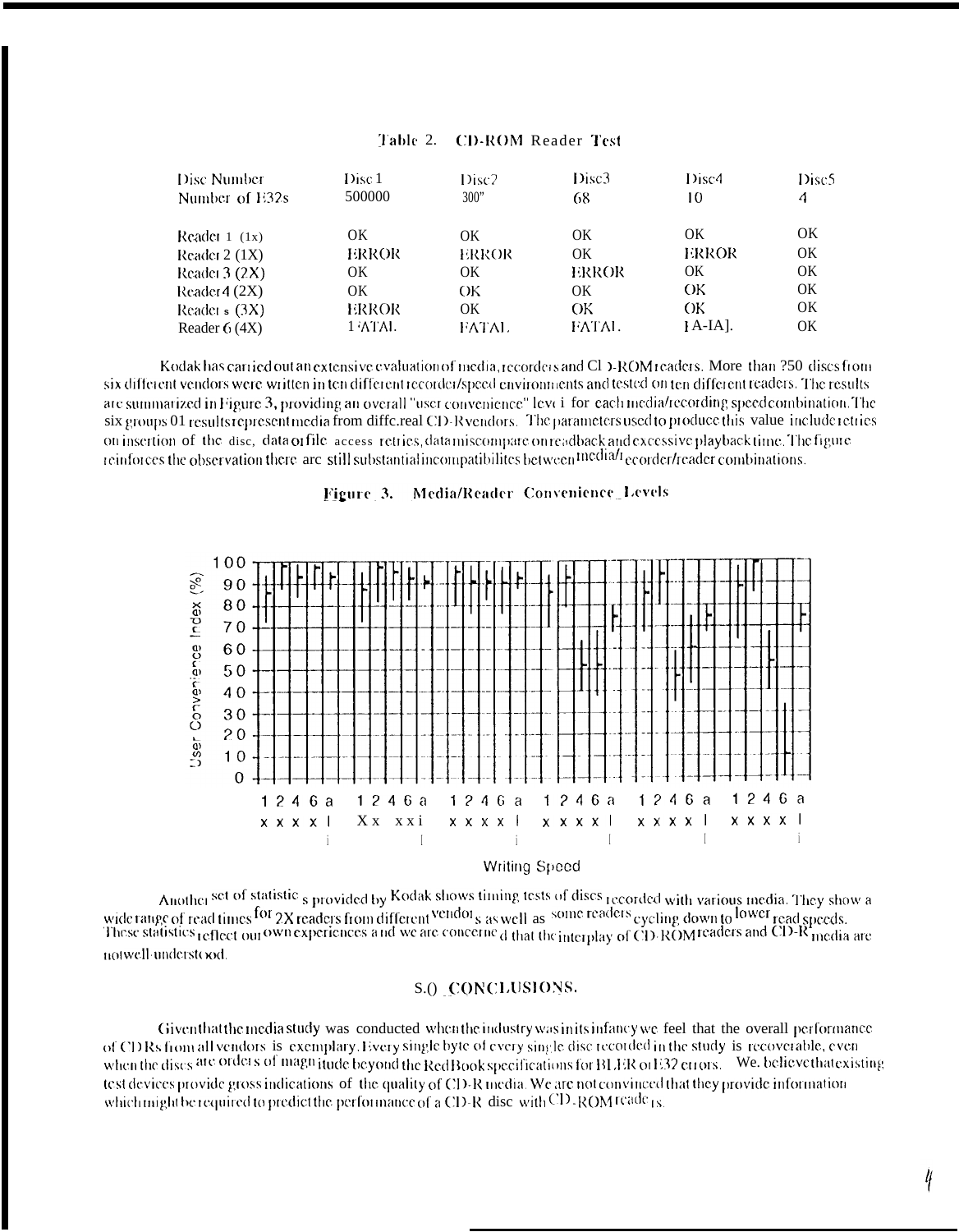Table 2. CD-ROM Reader Test

| Disc Number | Disc 1 | Disc2 | Disc3 | Disc4 | Disc5 |
|---|---|---|---|---|---|
| Number of E32s | 500000 | 300" | 68 | 10 | 4 |
| Reader 1 (1x) | OK | OK | OK | OK | OK |
| Reader 2 (1X) | ERROR | ERROR | OK | ERROR | OK |
| Reader 3 (2X) | OK | OK | ERROR | OK | OK |
| Reader 4 (2X) | OK | OK | OK | OK | OK |
| Reader 5 (3X) | ERROR | OK | OK | OK | OK |
| Reader 6 (4X) | FATAL | FATAL | FATAL | FATAL | OK |

Kodak has carried out an extensive evaluation of media, recorders and CD-ROM readers. More than 250 discs from six different vendors were written in ten different recorder/speed environments and tested on ten different readers. The results are summarized in Figure 3, providing an overall "user convenience" level for each media/recording speed combination. The six groups of results represent media from different CD-R vendors. The parameters used to produce this value include retries on insertion of the disc, data or file access retries, data miscompare on readback and excessive playback time. The figure reinforces the observation there are still substantial incompatibilities between media/recorder/reader combinations.

**Figure 3. Media/Reader Convenience Levels**

Another set of statistics provided by Kodak shows timing tests of discs recorded with various media. They show a wide range of read times for 2X readers from different vendors as well as some readers cycling down to lower read speeds. These statistics reflect our own experiences and we are concerned that the interplay of CD-ROM readers and CD-R media are not well understood.

## 5.0 CONCLUSIONS.

Given that the media study was conducted when the industry was in its infancy we feel that the overall performance of CDRs from all vendors is exemplary. Every single byte of every single disc recorded in the study is recoverable, even when the discs are orders of magnitude beyond the Red Book specifications for BLER or E32 errors. We believe that existing test devices provide gross indications of the quality of CD-R media. We are not convinced that they provide information which might be required to predict the performance of a CD-R disc with CD-ROM readers.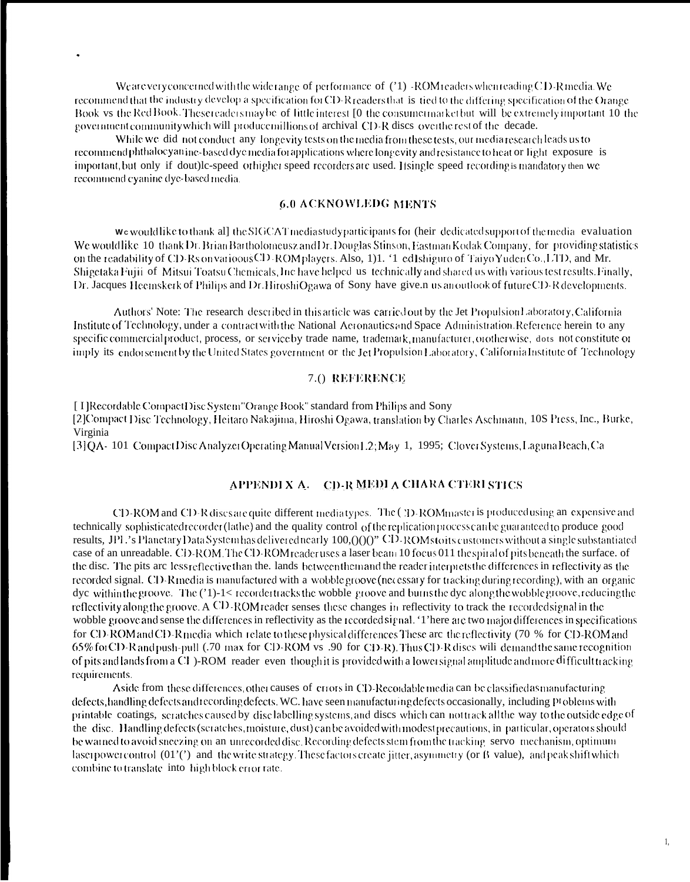We are very concerned with the wide range of performance of CD-ROM readers when reading CD-R media. We recommend that the industry develop a specification for CD-R readers that is tied to the differing specification of the Orange Book vs the Red Book. These readers may be of little interest to the consumer market but will be extremely important to the government community which will produce millions of archival CD-R discs over the rest of the decade.

While we did not conduct any longevity tests on the media from these tests, our media research leads us to recommend phthalocyanine-based dye media for applications where longevity and resistance to heat or light exposure is important, but only if double-speed or higher speed recorders are used. If single speed recording is mandatory then we recommend cyanine dye-based media.

## 6.0 ACKNOWLEDGMENTS

We would like to thank all the SIGCAT media study participants for their dedicated support of the media evaluation. We would like to thank Dr. Brian Bartholomeusz and Dr. Douglas Stinson, Eastman Kodak Company, for providing statistics on the readability of CD-Rs on varioous CD-ROM players. Also, Dr. Ted Ishiguro of Taiyo Yuden Co., LTD, and Mr. Shigetaka Fujii of Mitsui Toatsu Chemicals, Inc have helped us technically and shared us with various test results. Finally, Dr. Jacques Heemskerk of Philips and Dr. Hiroshi Ogawa of Sony have given us an outlook of future CD-R developments.

Authors' Note: The research described in this article was carried out by the Jet Propulsion Laboratory, California Institute of Technology, under a contract with the National Aeronautics and Space Administration. Reference herein to any specific commercial product, process, or service by trade name, trademark, manufacturer, or otherwise, does not constitute or imply its endorsement by the United States government or the Jet Propulsion Laboratory, California Institute of Technology

## 7.0 REFERENCE

[1] Recordable Compact Disc System "Orange Book" standard from Philips and Sony

[2] Compact Disc Technology, Heitaro Nakajima, Hiroshi Ogawa, translation by Charles Aschmann, IOS Press, Inc., Burke, Virginia

[3] QA-101 Compact Disc Analyzer Operating Manual Version 1.2; May 1, 1995; Clover Systems, Laguna Beach, Ca

## APPENDIX A. CD-R MEDIA CHARACTERISTICS

CD-ROM and CD-R discs are quite different media types. The CD-ROM master is produced using an expensive and technically sophisticated recorder (lathe) and the quality control of the replication process can be guaranteed to produce good results, JPL's Planetary Data System has delivered nearly 100,000 CD-ROMs to its customers without a single substantiated case of an unreadable. CD-ROM. The CD-ROM reader uses a laser beam to focus on the spiral of pits beneath the surface of the disc. The pits are less reflective than the lands between them and the reader interprets the differences in reflectivity as the recorded signal. CD-R media is manufactured with a wobble groove (necessary for tracking during recording), with an organic dye within the groove. The CD-R recorder tracks the wobble groove and burns the dye along the wobble groove, reducing the reflectivity along the groove. A CD-ROM reader senses these changes in reflectivity to track the recorded signal in the wobble groove and sense the differences in reflectivity as the recorded signal. There are two major differences in specifications for CD-ROM and CD-R media which relate to these physical differences These are the reflectivity (70 % for CD-ROM and 65% for CD-R and push-pull (.70 max for CD-ROM vs .90 for CD-R). Thus CD-R discs will demand the same recognition of pits and lands from a CD-ROM reader even though it is provided with a lower signal amplitude and more difficult tracking requirements.

Aside from these differences, other causes of errors in CD-Recordable media can be classified as manufacturing defects, handling defects and recording defects. We have seen manufacturing defects occasionally, including problems with printable coatings, scratches caused by disc labelling systems, and discs which can not track all the way to the outside edge of the disc. Handling defects (scratches, moisture, dust) can be avoided with modest precautions, in particular, operators should be warned to avoid sneezing on an unrecorded disc. Recording defects stem from the tracking servo mechanism, optimum laser power control (OPC) and the write strategy. These factors create jitter, asymmetry (or β value), and peak shift which combine to translate into high block error rate.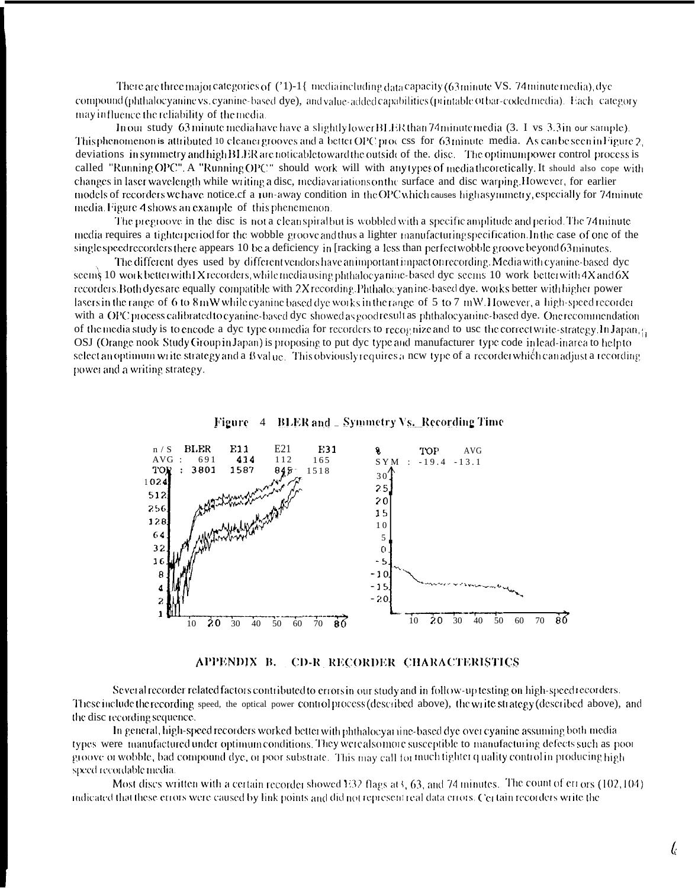There are three major categories of CD-R media including data capacity (63 minute VS. 74 minute media), dye compound (phthalocyanine vs. cyanine-based dye), and value-added capabilities (printable or bar-coded media). Each category may influence the reliability of the media.

In our study 63 minute media have have a slightly lower BLER than 74 minute media (3.1 vs 3.3 in our sample). This phenomenon is attributed to cleaner grooves and a better OPC process for 63 minute media. As can be seen in Figure 2, deviations in symmetry and high BLER are noticable toward the outside of the disc. The optimum power control process is called "Running OPC". A "Running OPC" should work will with any types of media theoretically. It should also cope with changes in laser wavelength while writing a disc, media variations on the surface and disc warping. However, for earlier models of recorders we have notice.cf a run-away condition in the OPC which causes high asymmetry, especially for 74 minute media. Figure 4 shows an example of this phenemenon.

The pregroove in the disc is not a clean spiral but is wobbled with a specific amplitude and period. The 74 minute media requires a tighter period for the wobble groove and thus a lighter manufacturing specification. In the case of one of the single speed recorders there appears to be a deficiency in tracking a less than perfect wobble groove beyond 63 minutes.

The different dyes used by different vendors have an important impact on recording. Media with cyanine-based dye seems to work better with 1X recorders, while media using phthalocyanine-based dye seems to work better with 4X and 6X recorders. Both dyes are equally compatible with 2X recording. Phthalocyanine-based dye. works better with higher power lasers in the range of 6 to 8 mW while cyanine based dye works in the range of 5 to 7 mW. However, a high-speed recorder with a OPC process calibrated to cyanine-based dye showed as good result as phthalocyanine-based dye. One recommendation of the media study is to encode a dye type on media for recorders to recognize and to use the correct write-strategy. In Japan, a OSJ (Orange nook Study Group in Japan) is proposing to put dye type and manufacturer type code in lead-in area to help to select an optimum write strategy and a B value. This obviously requires a new type of a recorder which can adjust a recording power and a writing strategy.

**Figure 4 BLER and Symmetry Vs. Recording Time**

| n / S | BLER | E11 | E21 | E31 |
|---|---|---|---|---|
| AVG : | 691 | 414 | 112 | 165 |
| TOP : | 3801 | 1587 | 845 | 1518 |

| % | TOP | AVG |
|---|---|---|
| SYM : | -19.4 | -13.1 |

## APPENDIX B. CD-R RECORDER CHARACTERISTICS

Several recorder related factors contributed to errors in our study and in follow-up testing on high-speed recorders. These include the recording speed, the optical power control process (described above), the write strategy (described above), and the disc recording sequence.

In general, high-speed recorders worked better with phthalocyanine-based dye over cyanine assuming both media types were manufactured under optimum conditions. They were also more susceptible to manufacturing defects such as poor groove or wobble, bad compound dye, or poor substrate. This may call for much tighter quality control in producing high speed recordable media.

Most discs written with a certain recorder showed E32 flags at 3, 63, and 74 minutes. The count of errors (102, 104) indicated that these errors were caused by link points and did not represent real data errors. Certain recorders write the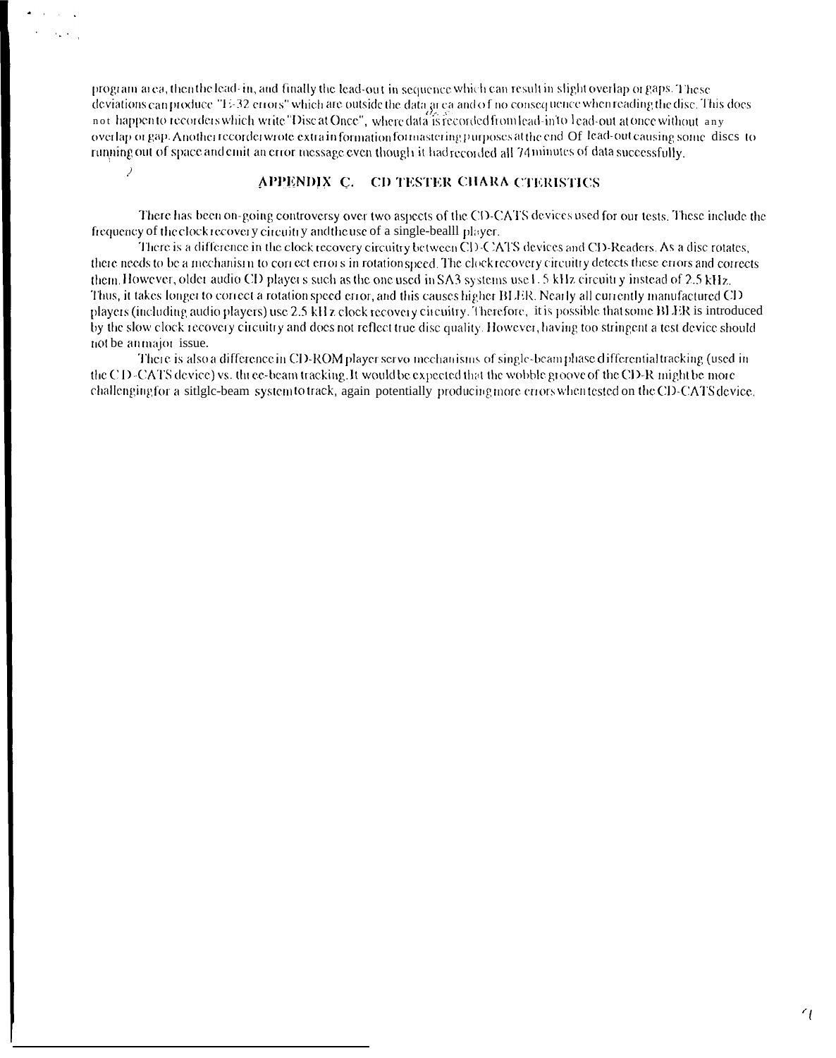program area, then the lead-in, and finally the lead-out in sequence which can result in slight overlap or gaps. These deviations can produce "E-32 errors" which are outside the data area and of no consequence when reading the disc. This does not happen to recorders which write "Disc at Once", where data is recorded from lead-in to lead-out at once without any overlap or gap. Another recorder wrote extra information for mastering purposes at the end Of lead-out causing some discs to running out of space and emit an error message even though it had recorded all 74 minutes of data successfully.

## APPENDIX C. CD TESTER CHARACTERISTICS

There has been on-going controversy over two aspects of the CD-CATS devices used for our tests. These include the frequency of the clock recovery circuitry and the use of a single-beam player.

There is a difference in the clock recovery circuitry between CD-CATS devices and CD-Readers. As a disc rotates, there needs to be a mechanism to correct errors in rotation speed. The clock recovery circuitry detects these errors and corrects them. However, older audio CD players such as the one used in SA3 systems use 1.5 kHz circuitry instead of 2.5 kHz. Thus, it takes longer to correct a rotation speed error, and this causes higher BLER. Nearly all currently manufactured CD players (including audio players) use 2.5 kHz clock recovery circuitry. Therefore, it is possible that some BLER is introduced by the slow clock recovery circuitry and does not reflect true disc quality. However, having too stringent a test device should not be an major issue.

There is also a difference in CD-ROM player servo mechanisms of single-beam phase differential tracking (used in the CD-CATS device) vs. three-beam tracking. It would be expected that the wobble groove of the CD-R might be more challenging for a single-beam system to track, again potentially producing more errors when tested on the CD-CATS device.